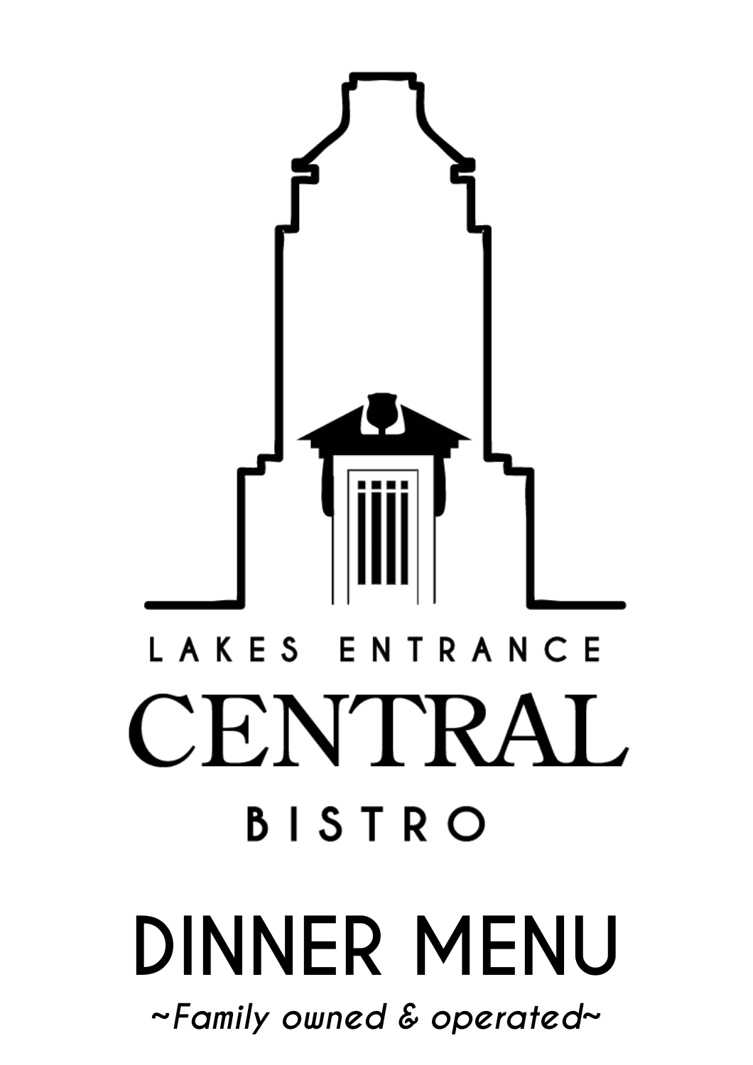LAKES ENTRANCE

# CENTRAL

BISTRO

# DINNER MENU

*~Family owned & operated~*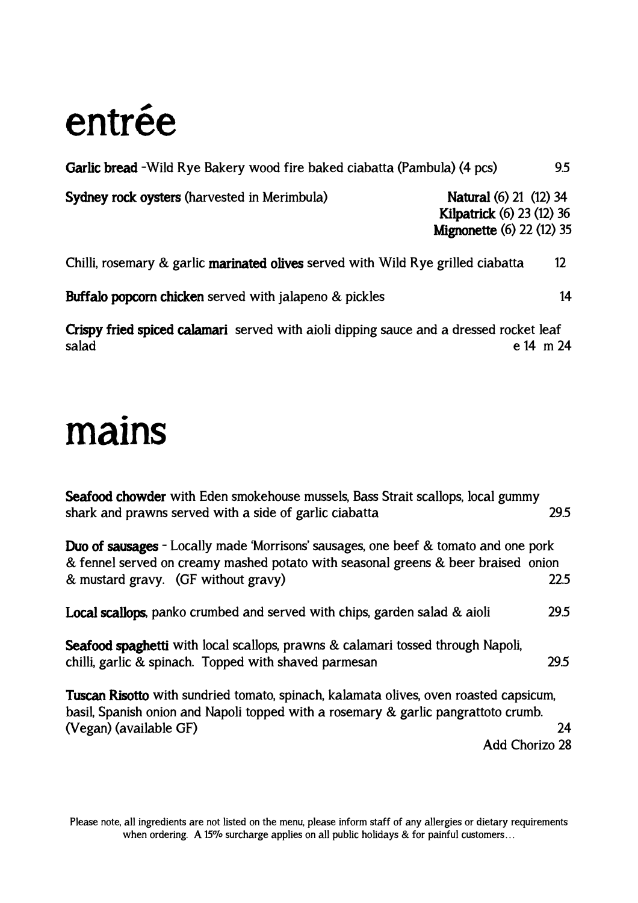# entrée

**Garlic bread** -Wild Rye Bakery wood fire baked ciabatta (Pambula) (4 pcs) 9.5

**Sydney rock oysters** (harvested in Merimbula)

**Natural** (6) 21 (12) 34
**Kilpatrick** (6) 23 (12) 36
**Mignonette** (6) 22 (12) 35

Chilli, rosemary & garlic **marinated olives** served with Wild Rye grilled ciabatta 12

**Buffalo popcorn chicken** served with jalapeno & pickles 14

**Crispy fried spiced calamari** served with aioli dipping sauce and a dressed rocket leaf salad e 14 m 24

# mains

**Seafood chowder** with Eden smokehouse mussels, Bass Strait scallops, local gummy shark and prawns served with a side of garlic ciabatta 29.5

**Duo of sausages** - Locally made 'Morrisons' sausages, one beef & tomato and one pork & fennel served on creamy mashed potato with seasonal greens & beer braised onion & mustard gravy. (GF without gravy) 22.5

**Local scallops**, panko crumbed and served with chips, garden salad & aioli 29.5

**Seafood spaghetti** with local scallops, prawns & calamari tossed through Napoli, chilli, garlic & spinach. Topped with shaved parmesan 29.5

**Tuscan Risotto** with sundried tomato, spinach, kalamata olives, oven roasted capsicum, basil, Spanish onion and Napoli topped with a rosemary & garlic pangrattoto crumb. (Vegan) (available GF) 24

Add Chorizo 28

Please note, all ingredients are not listed on the menu, please inform staff of any allergies or dietary requirements when ordering. A 15% surcharge applies on all public holidays & for painful customers…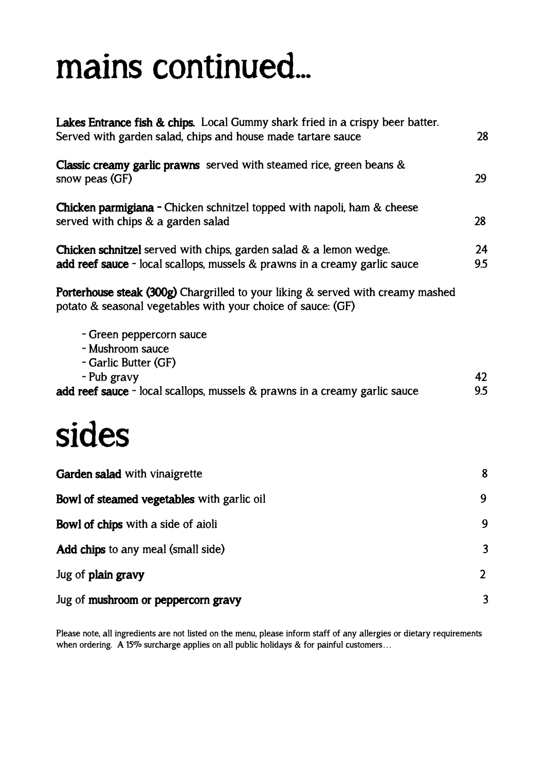# mains continued...

**Lakes Entrance fish & chips.** Local Gummy shark fried in a crispy beer batter. Served with garden salad, chips and house made tartare sauce 28

**Classic creamy garlic prawns** served with steamed rice, green beans & snow peas (GF) 29

**Chicken parmigiana** - Chicken schnitzel topped with napoli, ham & cheese served with chips & a garden salad 28

**Chicken schnitzel** served with chips, garden salad & a lemon wedge. 24
**add reef sauce** - local scallops, mussels & prawns in a creamy garlic sauce 9.5

**Porterhouse steak (300g)** Chargrilled to your liking & served with creamy mashed potato & seasonal vegetables with your choice of sauce: (GF)

- Green peppercorn sauce
- Mushroom sauce
- Garlic Butter (GF)
- Pub gravy 42

**add reef sauce** - local scallops, mussels & prawns in a creamy garlic sauce 9.5

# sides

| | |
|---|---|
| **Garden salad** with vinaigrette | 8 |
| **Bowl of steamed vegetables** with garlic oil | 9 |
| **Bowl of chips** with a side of aioli | 9 |
| **Add chips** to any meal (small side) | 3 |
| Jug of **plain gravy** | 2 |
| Jug of **mushroom or peppercorn gravy** | 3 |

Please note, all ingredients are not listed on the menu, please inform staff of any allergies or dietary requirements when ordering. A 15% surcharge applies on all public holidays & for painful customers...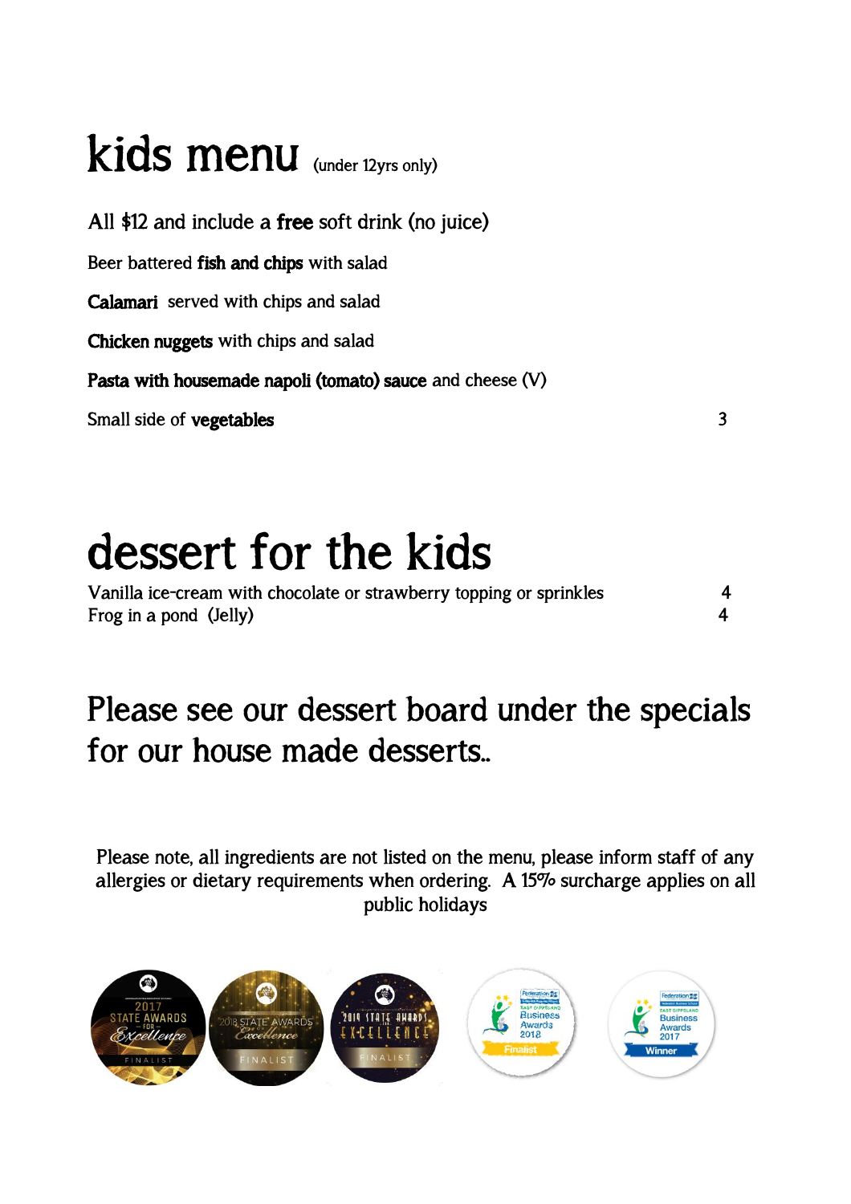# kids menu (under 12yrs only)

All $12 and include a **free** soft drink (no juice)

Beer battered **fish and chips** with salad

**Calamari** served with chips and salad

**Chicken nuggets** with chips and salad

**Pasta with housemade napoli (tomato) sauce** and cheese (V)

Small side of **vegetables** 3

# dessert for the kids

Vanilla ice-cream with chocolate or strawberry topping or sprinkles 4

Frog in a pond (Jelly) 4

## Please see our dessert board under the specials for our house made desserts..

Please note, all ingredients are not listed on the menu, please inform staff of any allergies or dietary requirements when ordering. A 15% surcharge applies on all public holidays